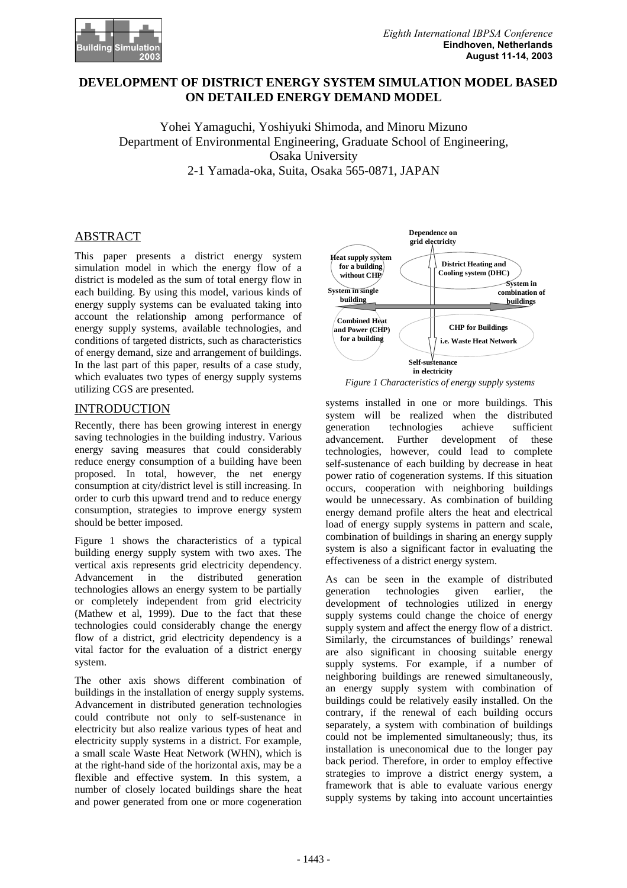# DEVELOPMENT OF DISTRICT ENERGY SYSTEM SIMULATION MODEL BASED ON DETAILED ENERGY DEMAND MODEL

Yohei Yamaguchi, Yoshiyuki Shimoda, and Minoru Mizuno
Department of Environmental Engineering, Graduate School of Engineering, Osaka University
2-1 Yamada-oka, Suita, Osaka 565-0871, JAPAN

## ABSTRACT

This paper presents a district energy system simulation model in which the energy flow of a district is modeled as the sum of total energy flow in each building. By using this model, various kinds of energy supply systems can be evaluated taking into account the relationship among performance of energy supply systems, available technologies, and conditions of targeted districts, such as characteristics of energy demand, size and arrangement of buildings. In the last part of this paper, results of a case study, which evaluates two types of energy supply systems utilizing CGS are presented.

## INTRODUCTION

Recently, there has been growing interest in energy saving technologies in the building industry. Various energy saving measures that could considerably reduce energy consumption of a building have been proposed. In total, however, the net energy consumption at city/district level is still increasing. In order to curb this upward trend and to reduce energy consumption, strategies to improve energy system should be better imposed.

Figure 1 shows the characteristics of a typical building energy supply system with two axes. The vertical axis represents grid electricity dependency. Advancement in the distributed generation technologies allows an energy system to be partially or completely independent from grid electricity (Mathew et al, 1999). Due to the fact that these technologies could considerably change the energy flow of a district, grid electricity dependency is a vital factor for the evaluation of a district energy system.

The other axis shows different combination of buildings in the installation of energy supply systems. Advancement in distributed generation technologies could contribute not only to self-sustenance in electricity but also realize various types of heat and electricity supply systems in a district. For example, a small scale Waste Heat Network (WHN), which is at the right-hand side of the horizontal axis, may be a flexible and effective system. In this system, a number of closely located buildings share the heat and power generated from one or more cogeneration systems installed in one or more buildings. This system will be realized when the distributed generation technologies achieve sufficient advancement. Further development of these technologies, however, could lead to complete self-sustenance of each building by decrease in heat power ratio of cogeneration systems. If this situation occurs, cooperation with neighboring buildings would be unnecessary. As combination of building energy demand profile alters the heat and electrical load of energy supply systems in pattern and scale, combination of buildings in sharing an energy supply system is also a significant factor in evaluating the effectiveness of a district energy system.

Dependence on grid electricity | Heat supply system for a building without CHP | District Heating and Cooling system (DHC) | System in single building | System in combination of buildings | Combined Heat and Power (CHP) for a building | CHP for Buildings i.e. Waste Heat Network | Self-sustenance in electricity

*Figure 1 Characteristics of energy supply systems*

As can be seen in the example of distributed generation technologies given earlier, the development of technologies utilized in energy supply systems could change the choice of energy supply system and affect the energy flow of a district. Similarly, the circumstances of buildings' renewal are also significant in choosing suitable energy supply systems. For example, if a number of neighboring buildings are renewed simultaneously, an energy supply system with combination of buildings could be relatively easily installed. On the contrary, if the renewal of each building occurs separately, a system with combination of buildings could not be implemented simultaneously; thus, its installation is uneconomical due to the longer pay back period. Therefore, in order to employ effective strategies to improve a district energy system, a framework that is able to evaluate various energy supply systems by taking into account uncertainties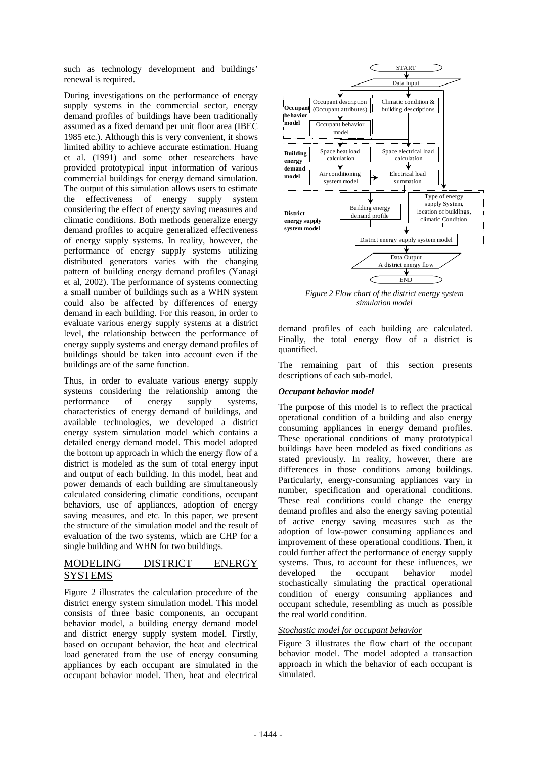such as technology development and buildings' renewal is required.

During investigations on the performance of energy supply systems in the commercial sector, energy demand profiles of buildings have been traditionally assumed as a fixed demand per unit floor area (IBEC 1985 etc.). Although this is very convenient, it shows limited ability to achieve accurate estimation. Huang et al. (1991) and some other researchers have provided prototypical input information of various commercial buildings for energy demand simulation. The output of this simulation allows users to estimate the effectiveness of energy supply system considering the effect of energy saving measures and climatic conditions. Both methods generalize energy demand profiles to acquire generalized effectiveness of energy supply systems. In reality, however, the performance of energy supply systems utilizing distributed generators varies with the changing pattern of building energy demand profiles (Yanagi et al, 2002). The performance of systems connecting a small number of buildings such as a WHN system could also be affected by differences of energy demand in each building. For this reason, in order to evaluate various energy supply systems at a district level, the relationship between the performance of energy supply systems and energy demand profiles of buildings should be taken into account even if the buildings are of the same function.

Thus, in order to evaluate various energy supply systems considering the relationship among the performance of energy supply systems, characteristics of energy demand of buildings, and available technologies, we developed a district energy system simulation model which contains a detailed energy demand model. This model adopted the bottom up approach in which the energy flow of a district is modeled as the sum of total energy input and output of each building. In this model, heat and power demands of each building are simultaneously calculated considering climatic conditions, occupant behaviors, use of appliances, adoption of energy saving measures, and etc. In this paper, we present the structure of the simulation model and the result of evaluation of the two systems, which are CHP for a single building and WHN for two buildings.

## MODELING DISTRICT ENERGY SYSTEMS

Figure 2 illustrates the calculation procedure of the district energy system simulation model. This model consists of three basic components, an occupant behavior model, a building energy demand model and district energy supply system model. Firstly, based on occupant behavior, the heat and electrical load generated from the use of energy consuming appliances by each occupant are simulated in the occupant behavior model. Then, heat and electrical demand profiles of each building are calculated. Finally, the total energy flow of a district is quantified.

*Figure 2 Flow chart of the district energy system simulation model*

The remaining part of this section presents descriptions of each sub-model.

### *Occupant behavior model*

The purpose of this model is to reflect the practical operational condition of a building and also energy consuming appliances in energy demand profiles. These operational conditions of many prototypical buildings have been modeled as fixed conditions as stated previously. In reality, however, there are differences in those conditions among buildings. Particularly, energy-consuming appliances vary in number, specification and operational conditions. These real conditions could change the energy demand profiles and also the energy saving potential of active energy saving measures such as the adoption of low-power consuming appliances and improvement of these operational conditions. Then, it could further affect the performance of energy supply systems. Thus, to account for these influences, we developed the occupant behavior model stochastically simulating the practical operational condition of energy consuming appliances and occupant schedule, resembling as much as possible the real world condition.

*Stochastic model for occupant behavior*

Figure 3 illustrates the flow chart of the occupant behavior model. The model adopted a transaction approach in which the behavior of each occupant is simulated.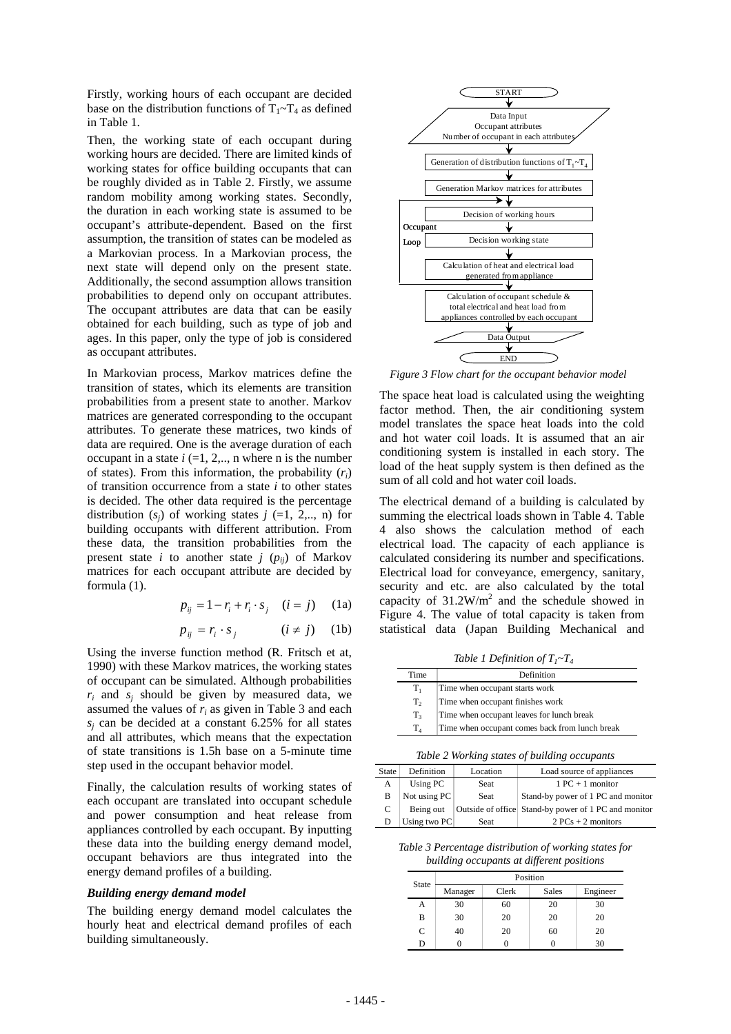Firstly, working hours of each occupant are decided base on the distribution functions of $T_1$~$T_4$ as defined in Table 1.

Then, the working state of each occupant during working hours are decided. There are limited kinds of working states for office building occupants that can be roughly divided as in Table 2. Firstly, we assume random mobility among working states. Secondly, the duration in each working state is assumed to be occupant's attribute-dependent. Based on the first assumption, the transition of states can be modeled as a Markovian process. In a Markovian process, the next state will depend only on the present state. Additionally, the second assumption allows transition probabilities to depend only on occupant attributes. The occupant attributes are data that can be easily obtained for each building, such as type of job and ages. In this paper, only the type of job is considered as occupant attributes.

In Markovian process, Markov matrices define the transition of states, which its elements are transition probabilities from a present state to another. Markov matrices are generated corresponding to the occupant attributes. To generate these matrices, two kinds of data are required. One is the average duration of each occupant in a state $i$ (=1, 2,.., n where n is the number of states). From this information, the probability ($r_i$) of transition occurrence from a state $i$ to other states is decided. The other data required is the percentage distribution ($s_j$) of working states $j$ (=1, 2,.., n) for building occupants with different attribution. From these data, the transition probabilities from the present state $i$ to another state $j$ ($p_{ij}$) of Markov matrices for each occupant attribute are decided by formula (1).

$$p_{ij} = 1 - r_i + r_i \cdot s_j \quad (i = j) \quad \text{(1a)}$$

$$p_{ij} = r_i \cdot s_j \quad (i \neq j) \quad \text{(1b)}$$

Using the inverse function method (R. Fritsch et at, 1990) with these Markov matrices, the working states of occupant can be simulated. Although probabilities $r_i$ and $s_j$ should be given by measured data, we assumed the values of $r_i$ as given in Table 3 and each $s_j$ can be decided at a constant 6.25% for all states and all attributes, which means that the expectation of state transitions is 1.5h base on a 5-minute time step used in the occupant behavior model.

Finally, the calculation results of working states of each occupant are translated into occupant schedule and power consumption and heat release from appliances controlled by each occupant. By inputting these data into the building energy demand model, occupant behaviors are thus integrated into the energy demand profiles of a building.

### *Building energy demand model*

The building energy demand model calculates the hourly heat and electrical demand profiles of each building simultaneously.

START → Data Input (Occupant attributes; Number of occupant in each attributes) → Generation of distribution functions of $T_1$~$T_4$ → Generation Markov matrices for attributes → [Occupant Loop: Decision of working hours → Decision working state → Calculation of heat and electrical load generated from appliance] → Calculation of occupant schedule & total electrical and heat load from appliances controlled by each occupant → Data Output → END

*Figure 3 Flow chart for the occupant behavior model*

The space heat load is calculated using the weighting factor method. Then, the air conditioning system model translates the space heat loads into the cold and hot water coil loads. It is assumed that an air conditioning system is installed in each story. The load of the heat supply system is then defined as the sum of all cold and hot water coil loads.

The electrical demand of a building is calculated by summing the electrical loads shown in Table 4. Table 4 also shows the calculation method of each electrical load. The capacity of each appliance is calculated considering its number and specifications. Electrical load for conveyance, emergency, sanitary, security and etc. are also calculated by the total capacity of 31.2W/m$^2$ and the schedule showed in Figure 4. The value of total capacity is taken from statistical data (Japan Building Mechanical and

*Table 1 Definition of $T_1$~$T_4$*

| Time | Definition |
|---|---|
| $T_1$ | Time when occupant starts work |
| $T_2$ | Time when occupant finishes work |
| $T_3$ | Time when occupant leaves for lunch break |
| $T_4$ | Time when occupant comes back from lunch break |

*Table 2 Working states of building occupants*

| State | Definition | Location | Load source of appliances |
|---|---|---|---|
| A | Using PC | Seat | 1 PC + 1 monitor |
| B | Not using PC | Seat | Stand-by power of 1 PC and monitor |
| C | Being out | Outside of office | Stand-by power of 1 PC and monitor |
| D | Using two PC | Seat | 2 PCs + 2 monitors |

*Table 3 Percentage distribution of working states for building occupants at different positions*

| State | Position | | | |
|---|---|---|---|---|
| | Manager | Clerk | Sales | Engineer |
| A | 30 | 60 | 20 | 30 |
| B | 30 | 20 | 20 | 20 |
| C | 40 | 20 | 60 | 20 |
| D | 0 | 0 | 0 | 30 |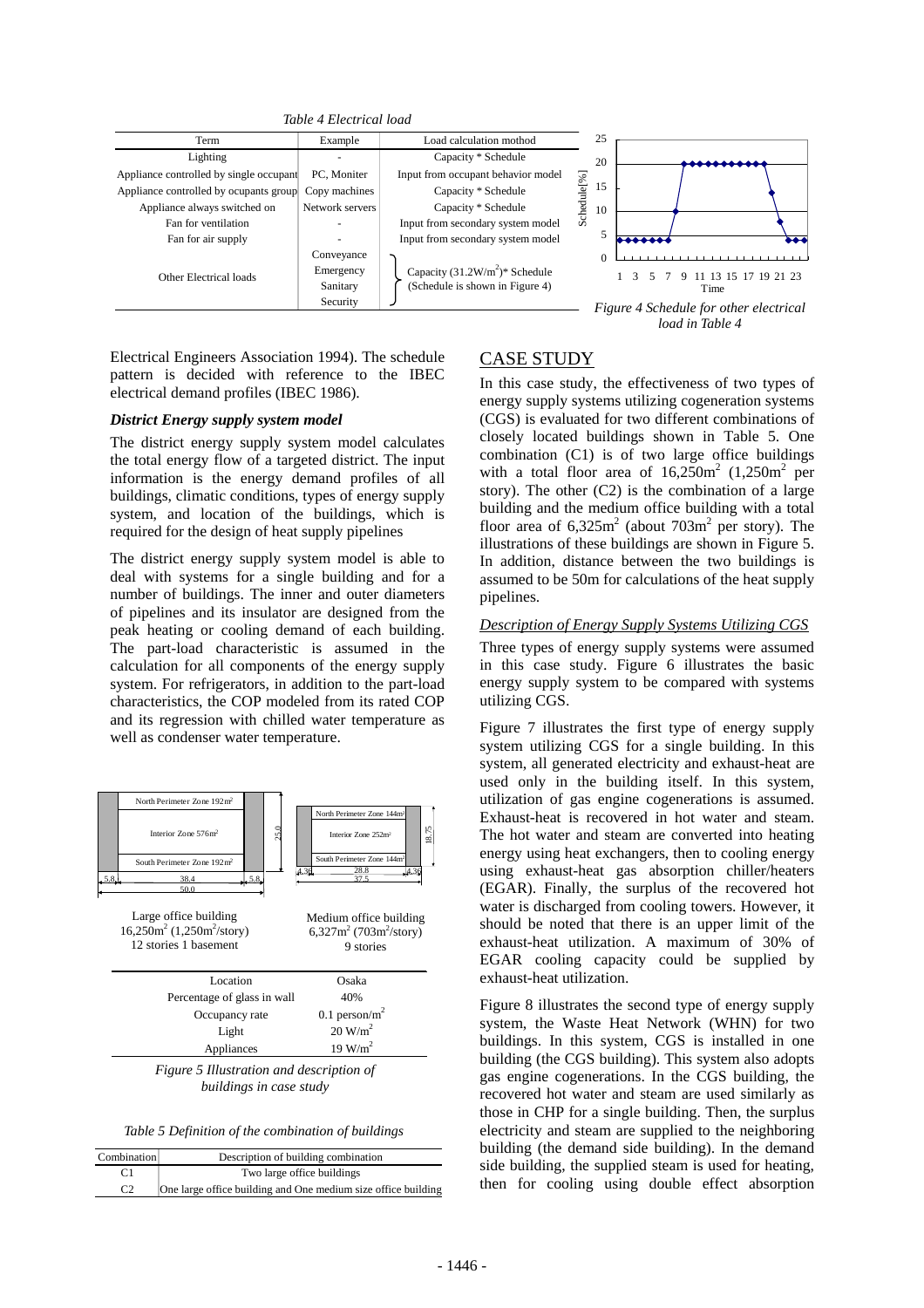*Table 4 Electrical load*

| Term | Example | Load calculation mothod |
|---|---|---|
| Lighting | - | Capacity * Schedule |
| Appliance controlled by single occupant | PC, Moniter | Input from occupant behavior model |
| Appliance controlled by ocupants group | Copy machines | Capacity * Schedule |
| Appliance always switched on | Network servers | Capacity * Schedule |
| Fan for ventilation | - | Input from secondary system model |
| Fan for air supply | - | Input from secondary system model |
| Other Electrical loads | Conveyance, Emergency, Sanitary, Security | Capacity ($31.2W/m^2$)* Schedule (Schedule is shown in Figure 4) |

*Figure 4 Schedule for other electrical load in Table 4*

Electrical Engineers Association 1994). The schedule pattern is decided with reference to the IBEC electrical demand profiles (IBEC 1986).

### *District Energy supply system model*

The district energy supply system model calculates the total energy flow of a targeted district. The input information is the energy demand profiles of all buildings, climatic conditions, types of energy supply system, and location of the buildings, which is required for the design of heat supply pipelines

The district energy supply system model is able to deal with systems for a single building and for a number of buildings. The inner and outer diameters of pipelines and its insulator are designed from the peak heating or cooling demand of each building. The part-load characteristic is assumed in the calculation for all components of the energy supply system. For refrigerators, in addition to the part-load characteristics, the COP modeled from its rated COP and its regression with chilled water temperature as well as condenser water temperature.

Large office building $16,250m^2$ ($1,250m^2$/story) 12 stories 1 basement

Medium office building $6,327m^2$ ($703m^2$/story) 9 stories

| Location | Osaka |
|---|---|
| Percentage of glass in wall | 40% |
| Occupancy rate | 0.1 person/$m^2$ |
| Light | 20 $W/m^2$ |
| Appliances | 19 $W/m^2$ |

*Figure 5 Illustration and description of buildings in case study*

*Table 5 Definition of the combination of buildings*

| Combination | Description of building combination |
|---|---|
| C1 | Two large office buildings |
| C2 | One large office building and One medium size office building |

## CASE STUDY

In this case study, the effectiveness of two types of energy supply systems utilizing cogeneration systems (CGS) is evaluated for two different combinations of closely located buildings shown in Table 5. One combination (C1) is of two large office buildings with a total floor area of $16,250m^2$ ($1,250m^2$ per story). The other (C2) is the combination of a large building and the medium office building with a total floor area of $6,325m^2$ (about $703m^2$ per story). The illustrations of these buildings are shown in Figure 5. In addition, distance between the two buildings is assumed to be 50m for calculations of the heat supply pipelines.

### *Description of Energy Supply Systems Utilizing CGS*

Three types of energy supply systems were assumed in this case study. Figure 6 illustrates the basic energy supply system to be compared with systems utilizing CGS.

Figure 7 illustrates the first type of energy supply system utilizing CGS for a single building. In this system, all generated electricity and exhaust-heat are used only in the building itself. In this system, utilization of gas engine cogenerations is assumed. Exhaust-heat is recovered in hot water and steam. The hot water and steam are converted into heating energy using heat exchangers, then to cooling energy using exhaust-heat gas absorption chiller/heaters (EGAR). Finally, the surplus of the recovered hot water is discharged from cooling towers. However, it should be noted that there is an upper limit of the exhaust-heat utilization. A maximum of 30% of EGAR cooling capacity could be supplied by exhaust-heat utilization.

Figure 8 illustrates the second type of energy supply system, the Waste Heat Network (WHN) for two buildings. In this system, CGS is installed in one building (the CGS building). This system also adopts gas engine cogenerations. In the CGS building, the recovered hot water and steam are used similarly as those in CHP for a single building. Then, the surplus electricity and steam are supplied to the neighboring building (the demand side building). In the demand side building, the supplied steam is used for heating, then for cooling using double effect absorption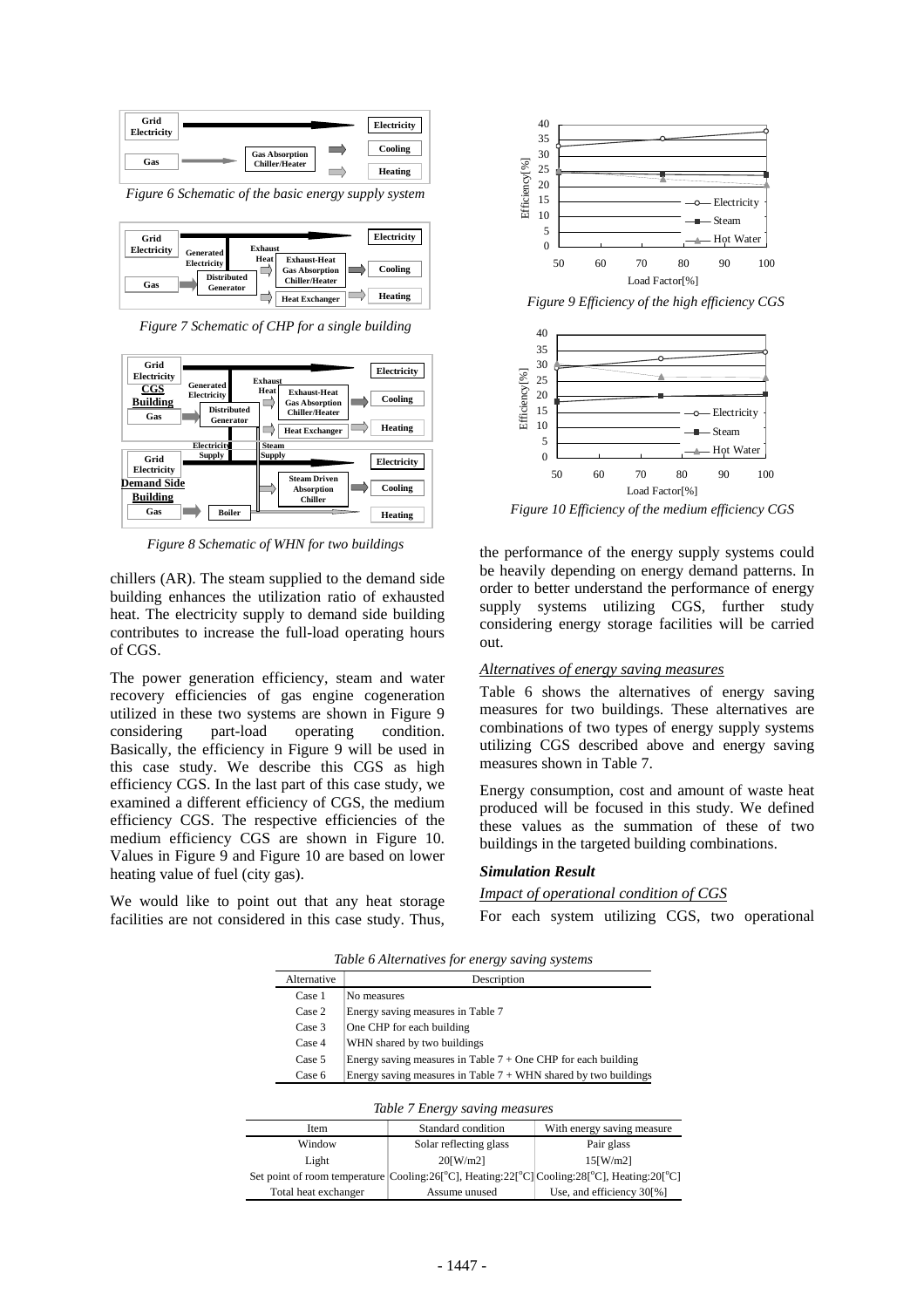*Figure 6 Schematic of the basic energy supply system*

*Figure 7 Schematic of CHP for a single building*

*Figure 8 Schematic of WHN for two buildings*

chillers (AR). The steam supplied to the demand side building enhances the utilization ratio of exhausted heat. The electricity supply to demand side building contributes to increase the full-load operating hours of CGS.

The power generation efficiency, steam and water recovery efficiencies of gas engine cogeneration utilized in these two systems are shown in Figure 9 considering part-load operating condition. Basically, the efficiency in Figure 9 will be used in this case study. We describe this CGS as high efficiency CGS. In the last part of this case study, we examined a different efficiency of CGS, the medium efficiency CGS. The respective efficiencies of the medium efficiency CGS are shown in Figure 10. Values in Figure 9 and Figure 10 are based on lower heating value of fuel (city gas).

We would like to point out that any heat storage facilities are not considered in this case study. Thus, the performance of the energy supply systems could be heavily depending on energy demand patterns. In order to better understand the performance of energy supply systems utilizing CGS, further study considering energy storage facilities will be carried out.

*Figure 9 Efficiency of the high efficiency CGS*

*Figure 10 Efficiency of the medium efficiency CGS*

<u>*Alternatives of energy saving measures*</u>

Table 6 shows the alternatives of energy saving measures for two buildings. These alternatives are combinations of two types of energy supply systems utilizing CGS described above and energy saving measures shown in Table 7.

Energy consumption, cost and amount of waste heat produced will be focused in this study. We defined these values as the summation of these of two buildings in the targeted building combinations.

### *Simulation Result*

<u>*Impact of operational condition of CGS*</u>

For each system utilizing CGS, two operational

*Table 6 Alternatives for energy saving systems*

| Alternative | Description |
|---|---|
| Case 1 | No measures |
| Case 2 | Energy saving measures in Table 7 |
| Case 3 | One CHP for each building |
| Case 4 | WHN shared by two buildings |
| Case 5 | Energy saving measures in Table 7 + One CHP for each building |
| Case 6 | Energy saving measures in Table 7 + WHN shared by two buildings |

*Table 7 Energy saving measures*

| Item | Standard condition | With energy saving measure |
|---|---|---|
| Window | Solar reflecting glass | Pair glass |
| Light | 20[W/m2] | 15[W/m2] |
| Set point of room temperature | Cooling:26[°C], Heating:22[°C] | Cooling:28[°C], Heating:20[°C] |
| Total heat exchanger | Assume unused | Use, and efficiency 30[%] |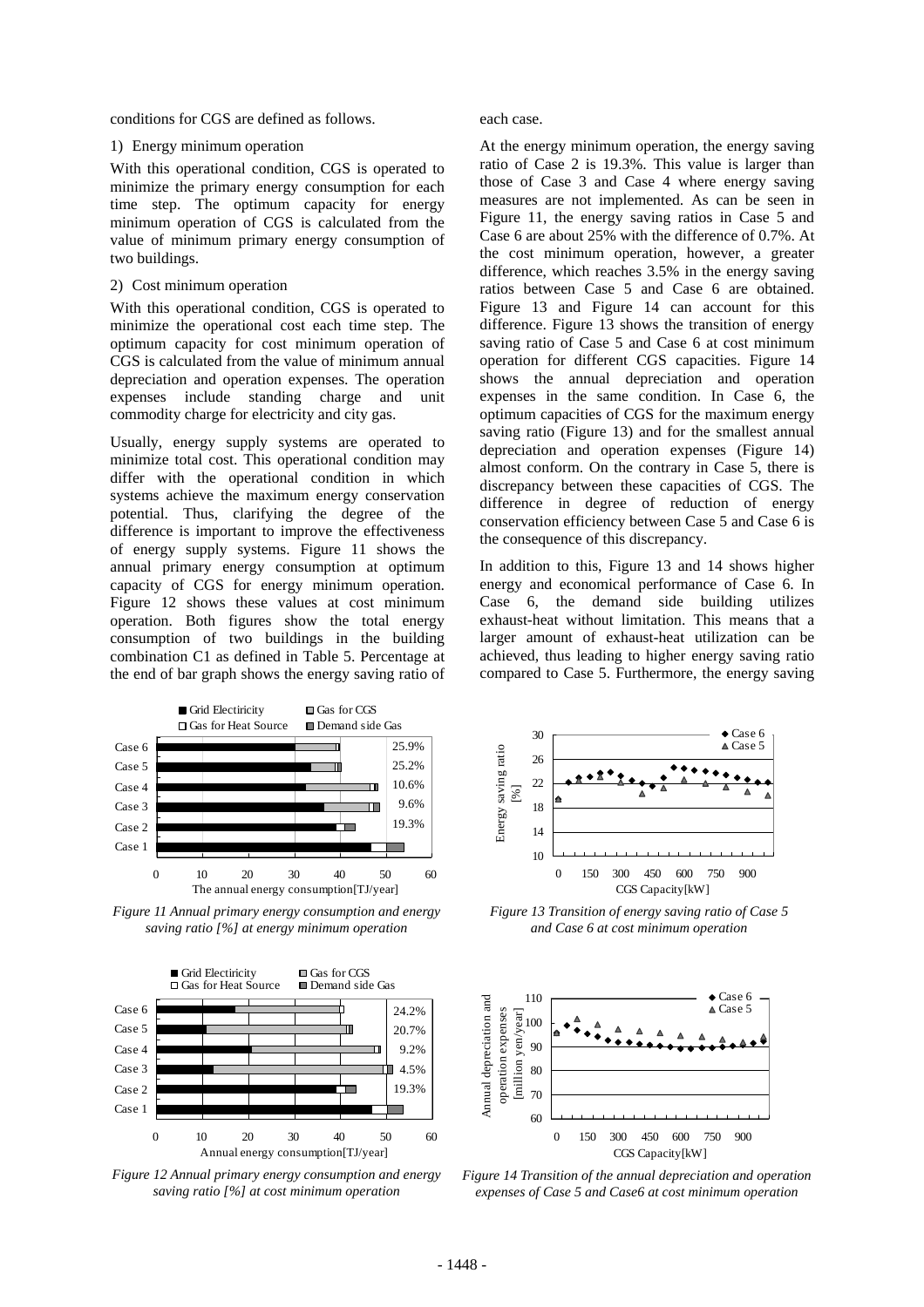conditions for CGS are defined as follows.

1) Energy minimum operation

With this operational condition, CGS is operated to minimize the primary energy consumption for each time step. The optimum capacity for energy minimum operation of CGS is calculated from the value of minimum primary energy consumption of two buildings.

2) Cost minimum operation

With this operational condition, CGS is operated to minimize the operational cost each time step. The optimum capacity for cost minimum operation of CGS is calculated from the value of minimum annual depreciation and operation expenses. The operation expenses include standing charge and unit commodity charge for electricity and city gas.

Usually, energy supply systems are operated to minimize total cost. This operational condition may differ with the operational condition in which systems achieve the maximum energy conservation potential. Thus, clarifying the degree of the difference is important to improve the effectiveness of energy supply systems. Figure 11 shows the annual primary energy consumption at optimum capacity of CGS for energy minimum operation. Figure 12 shows these values at cost minimum operation. Both figures show the total energy consumption of two buildings in the building combination C1 as defined in Table 5. Percentage at the end of bar graph shows the energy saving ratio of each case.

At the energy minimum operation, the energy saving ratio of Case 2 is 19.3%. This value is larger than those of Case 3 and Case 4 where energy saving measures are not implemented. As can be seen in Figure 11, the energy saving ratios in Case 5 and Case 6 are about 25% with the difference of 0.7%. At the cost minimum operation, however, a greater difference, which reaches 3.5% in the energy saving ratios between Case 5 and Case 6 are obtained. Figure 13 and Figure 14 can account for this difference. Figure 13 shows the transition of energy saving ratio of Case 5 and Case 6 at cost minimum operation for different CGS capacities. Figure 14 shows the annual depreciation and operation expenses in the same condition. In Case 6, the optimum capacities of CGS for the maximum energy saving ratio (Figure 13) and for the smallest annual depreciation and operation expenses (Figure 14) almost conform. On the contrary in Case 5, there is discrepancy between these capacities of CGS. The difference in degree of reduction of energy conservation efficiency between Case 5 and Case 6 is the consequence of this discrepancy.

In addition to this, Figure 13 and 14 shows higher energy and economical performance of Case 6. In Case 6, the demand side building utilizes exhaust-heat without limitation. This means that a larger amount of exhaust-heat utilization can be achieved, thus leading to higher energy saving ratio compared to Case 5. Furthermore, the energy saving

*Figure 11 Annual primary energy consumption and energy saving ratio [%] at energy minimum operation*

*Figure 12 Annual primary energy consumption and energy saving ratio [%] at cost minimum operation*

*Figure 13 Transition of energy saving ratio of Case 5 and Case 6 at cost minimum operation*

*Figure 14 Transition of the annual depreciation and operation expenses of Case 5 and Case6 at cost minimum operation*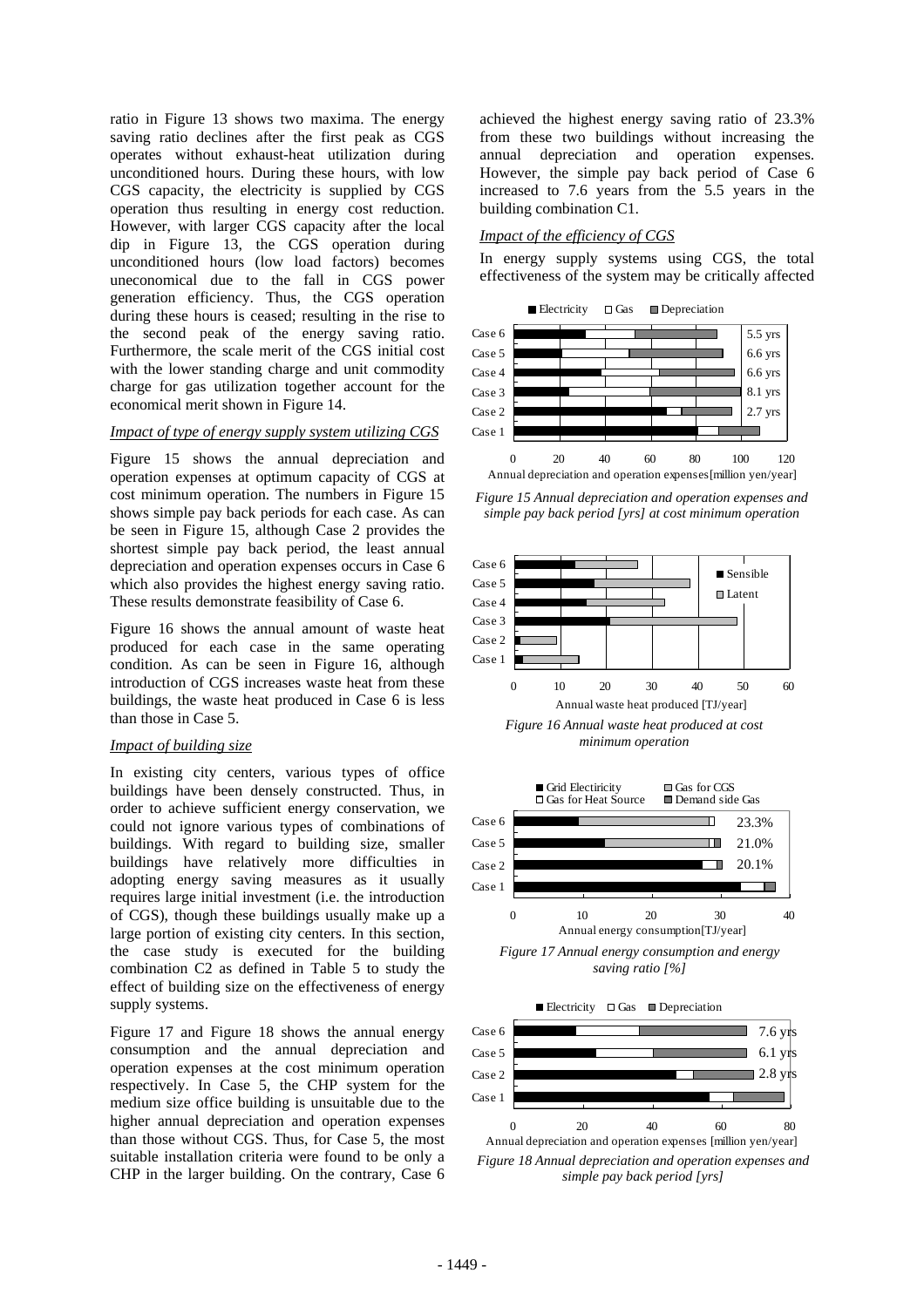ratio in Figure 13 shows two maxima. The energy saving ratio declines after the first peak as CGS operates without exhaust-heat utilization during unconditioned hours. During these hours, with low CGS capacity, the electricity is supplied by CGS operation thus resulting in energy cost reduction. However, with larger CGS capacity after the local dip in Figure 13, the CGS operation during unconditioned hours (low load factors) becomes uneconomical due to the fall in CGS power generation efficiency. Thus, the CGS operation during these hours is ceased; resulting in the rise to the second peak of the energy saving ratio. Furthermore, the scale merit of the CGS initial cost with the lower standing charge and unit commodity charge for gas utilization together account for the economical merit shown in Figure 14.

*Impact of type of energy supply system utilizing CGS*

Figure 15 shows the annual depreciation and operation expenses at optimum capacity of CGS at cost minimum operation. The numbers in Figure 15 shows simple pay back periods for each case. As can be seen in Figure 15, although Case 2 provides the shortest simple pay back period, the least annual depreciation and operation expenses occurs in Case 6 which also provides the highest energy saving ratio. These results demonstrate feasibility of Case 6.

Figure 16 shows the annual amount of waste heat produced for each case in the same operating condition. As can be seen in Figure 16, although introduction of CGS increases waste heat from these buildings, the waste heat produced in Case 6 is less than those in Case 5.

*Impact of building size*

In existing city centers, various types of office buildings have been densely constructed. Thus, in order to achieve sufficient energy conservation, we could not ignore various types of combinations of buildings. With regard to building size, smaller buildings have relatively more difficulties in adopting energy saving measures as it usually requires large initial investment (i.e. the introduction of CGS), though these buildings usually make up a large portion of existing city centers. In this section, the case study is executed for the building combination C2 as defined in Table 5 to study the effect of building size on the effectiveness of energy supply systems.

Figure 17 and Figure 18 shows the annual energy consumption and the annual depreciation and operation expenses at the cost minimum operation respectively. In Case 5, the CHP system for the medium size office building is unsuitable due to the higher annual depreciation and operation expenses than those without CGS. Thus, for Case 5, the most suitable installation criteria were found to be only a CHP in the larger building. On the contrary, Case 6 achieved the highest energy saving ratio of 23.3% from these two buildings without increasing the annual depreciation and operation expenses. However, the simple pay back period of Case 6 increased to 7.6 years from the 5.5 years in the building combination C1.

*Impact of the efficiency of CGS*

In energy supply systems using CGS, the total effectiveness of the system may be critically affected

*Figure 15 Annual depreciation and operation expenses and simple pay back period [yrs] at cost minimum operation*

*Figure 16 Annual waste heat produced at cost minimum operation*

*Figure 17 Annual energy consumption and energy saving ratio [%]*

*Figure 18 Annual depreciation and operation expenses and simple pay back period [yrs]*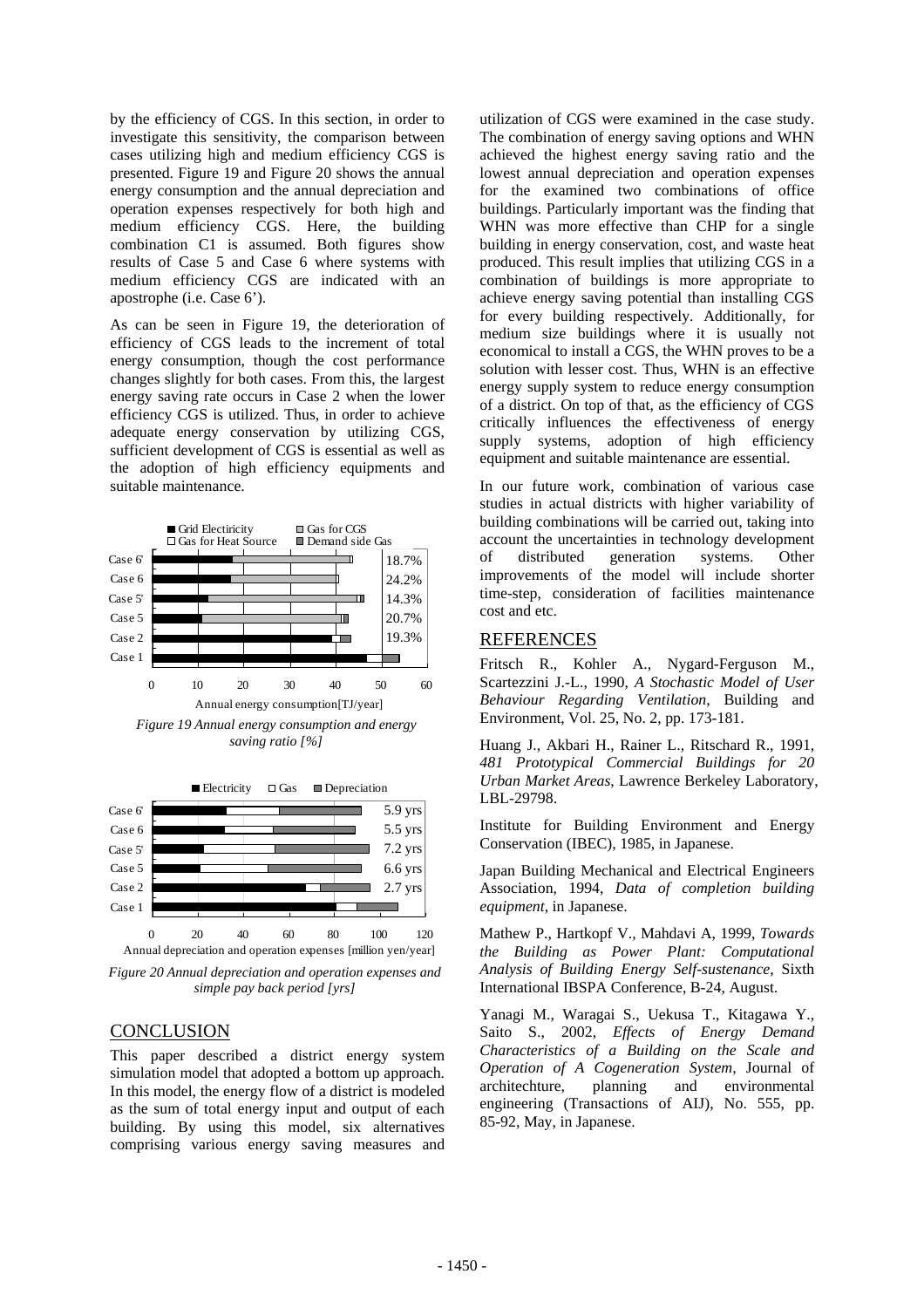by the efficiency of CGS. In this section, in order to investigate this sensitivity, the comparison between cases utilizing high and medium efficiency CGS is presented. Figure 19 and Figure 20 shows the annual energy consumption and the annual depreciation and operation expenses respectively for both high and medium efficiency CGS. Here, the building combination C1 is assumed. Both figures show results of Case 5 and Case 6 where systems with medium efficiency CGS are indicated with an apostrophe (i.e. Case 6').

As can be seen in Figure 19, the deterioration of efficiency of CGS leads to the increment of total energy consumption, though the cost performance changes slightly for both cases. From this, the largest energy saving rate occurs in Case 2 when the lower efficiency CGS is utilized. Thus, in order to achieve adequate energy conservation by utilizing CGS, sufficient development of CGS is essential as well as the adoption of high efficiency equipments and suitable maintenance.

Grid Electiricity
Gas for CGS
Gas for Heat Source
Demand side Gas

Case 6' 18.7%
Case 6 24.2%
Case 5' 14.3%
Case 5 20.7%
Case 2 19.3%
Case 1

0 10 20 30 40 50 60

Annual energy consumption[TJ/year]

*Figure 19 Annual energy consumption and energy saving ratio [%]*

Electricity
Gas
Depreciation

Case 6' 5.9 yrs
Case 6 5.5 yrs
Case 5' 7.2 yrs
Case 5 6.6 yrs
Case 2 2.7 yrs
Case 1

0 20 40 60 80 100 120

Annual depreciation and operation expenses [million yen/year]

*Figure 20 Annual depreciation and operation expenses and simple pay back period [yrs]*

## CONCLUSION

This paper described a district energy system simulation model that adopted a bottom up approach. In this model, the energy flow of a district is modeled as the sum of total energy input and output of each building. By using this model, six alternatives comprising various energy saving measures and utilization of CGS were examined in the case study. The combination of energy saving options and WHN achieved the highest energy saving ratio and the lowest annual depreciation and operation expenses for the examined two combinations of office buildings. Particularly important was the finding that WHN was more effective than CHP for a single building in energy conservation, cost, and waste heat produced. This result implies that utilizing CGS in a combination of buildings is more appropriate to achieve energy saving potential than installing CGS for every building respectively. Additionally, for medium size buildings where it is usually not economical to install a CGS, the WHN proves to be a solution with lesser cost. Thus, WHN is an effective energy supply system to reduce energy consumption of a district. On top of that, as the efficiency of CGS critically influences the effectiveness of energy supply systems, adoption of high efficiency equipment and suitable maintenance are essential.

In our future work, combination of various case studies in actual districts with higher variability of building combinations will be carried out, taking into account the uncertainties in technology development of distributed generation systems. Other improvements of the model will include shorter time-step, consideration of facilities maintenance cost and etc.

## REFERENCES

Fritsch R., Kohler A., Nygard-Ferguson M., Scartezzini J.-L., 1990, *A Stochastic Model of User Behaviour Regarding Ventilation*, Building and Environment, Vol. 25, No. 2, pp. 173-181.

Huang J., Akbari H., Rainer L., Ritschard R., 1991, *481 Prototypical Commercial Buildings for 20 Urban Market Areas*, Lawrence Berkeley Laboratory, LBL-29798.

Institute for Building Environment and Energy Conservation (IBEC), 1985, in Japanese.

Japan Building Mechanical and Electrical Engineers Association, 1994, *Data of completion building equipment*, in Japanese.

Mathew P., Hartkopf V., Mahdavi A, 1999, *Towards the Building as Power Plant: Computational Analysis of Building Energy Self-sustenance*, Sixth International IBSPA Conference, B-24, August.

Yanagi M., Waragai S., Uekusa T., Kitagawa Y., Saito S., 2002, *Effects of Energy Demand Characteristics of a Building on the Scale and Operation of A Cogeneration System*, Journal of architechture, planning and environmental engineering (Transactions of AIJ), No. 555, pp. 85-92, May, in Japanese.